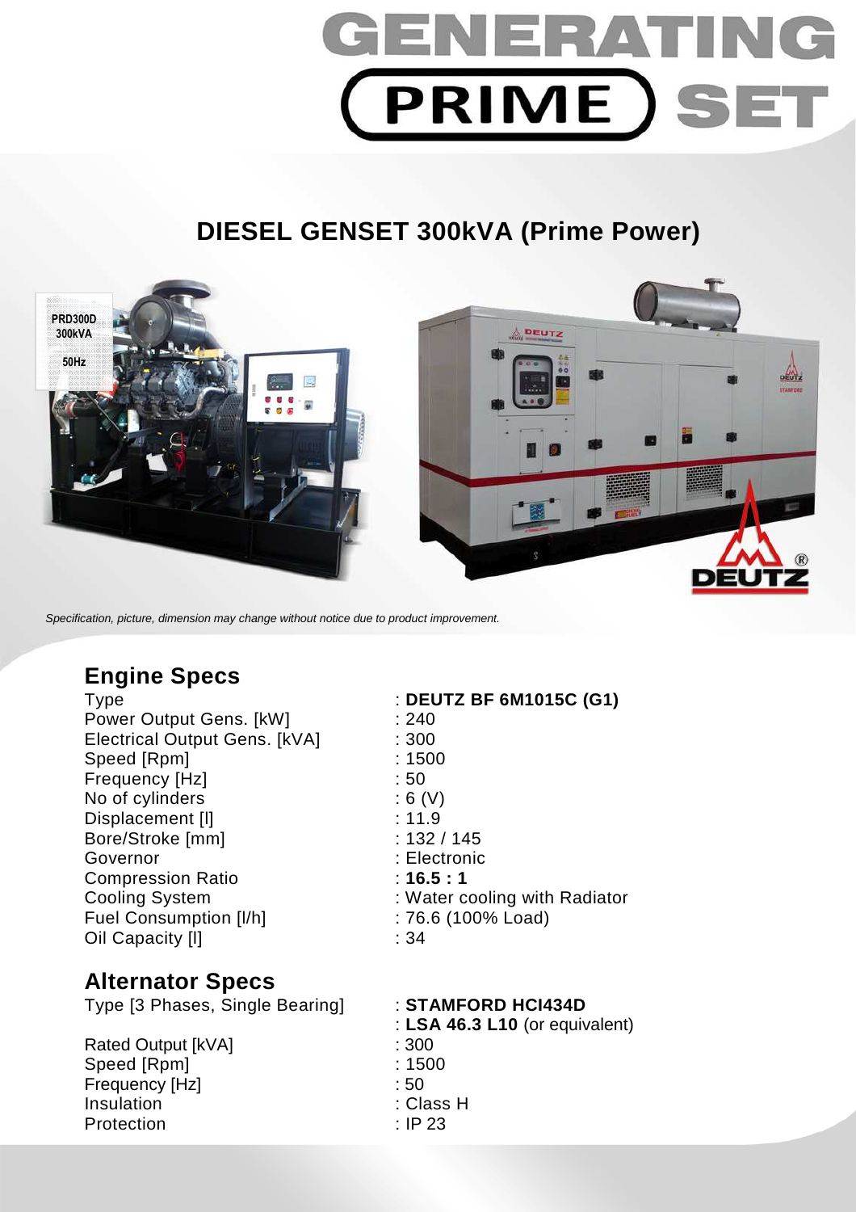# GENERATING PRIME SET

## DIESEL GENSET 300kVA (Prime Power)

*Specification, picture, dimension may change without notice due to product improvement.*

## Engine Specs

| | |
|---|---|
| Type | : **DEUTZ BF 6M1015C (G1)** |
| Power Output Gens. [kW] | : 240 |
| Electrical Output Gens. [kVA] | : 300 |
| Speed [Rpm] | : 1500 |
| Frequency [Hz] | : 50 |
| No of cylinders | : 6 (V) |
| Displacement [l] | : 11.9 |
| Bore/Stroke [mm] | : 132 / 145 |
| Governor | : Electronic |
| Compression Ratio | : **16.5 : 1** |
| Cooling System | : Water cooling with Radiator |
| Fuel Consumption [l/h] | : 76.6 (100% Load) |
| Oil Capacity [l] | : 34 |

## Alternator Specs

| | |
|---|---|
| Type [3 Phases, Single Bearing] | : **STAMFORD HCI434D** |
| | : **LSA 46.3 L10** (or equivalent) |
| Rated Output [kVA] | : 300 |
| Speed [Rpm] | : 1500 |
| Frequency [Hz] | : 50 |
| Insulation | : Class H |
| Protection | : IP 23 |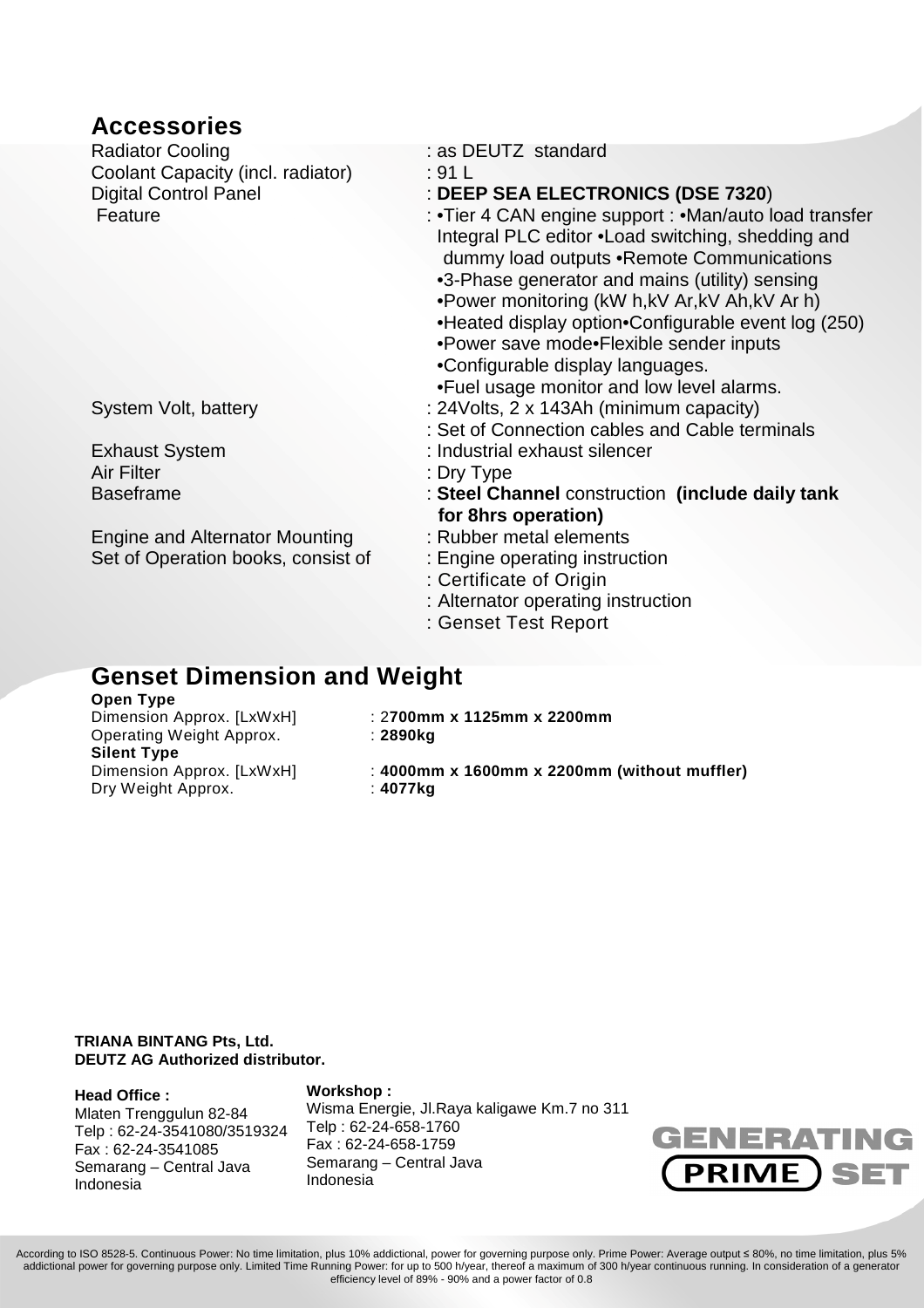## Accessories

| | |
|---|---|
| Radiator Cooling | : as DEUTZ standard |
| Coolant Capacity (incl. radiator) | : 91 L |
| Digital Control Panel | : **DEEP SEA ELECTRONICS (DSE 7320**) |
| Feature | : •Tier 4 CAN engine support : •Man/auto load transfer Integral PLC editor •Load switching, shedding and dummy load outputs •Remote Communications •3-Phase generator and mains (utility) sensing •Power monitoring (kW h,kV Ar,kV Ah,kV Ar h) •Heated display option•Configurable event log (250) •Power save mode•Flexible sender inputs •Configurable display languages. •Fuel usage monitor and low level alarms. |
| System Volt, battery | : 24Volts, 2 x 143Ah (minimum capacity) |
| | : Set of Connection cables and Cable terminals |
| Exhaust System | : Industrial exhaust silencer |
| Air Filter | : Dry Type |
| Baseframe | : **Steel Channel** construction **(include daily tank for 8hrs operation)** |
| Engine and Alternator Mounting | : Rubber metal elements |
| Set of Operation books, consist of | : Engine operating instruction |
| | : Certificate of Origin |
| | : Alternator operating instruction |
| | : Genset Test Report |

## Genset Dimension and Weight

**Open Type**

| | |
|---|---|
| Dimension Approx. [LxWxH] | : 2**700mm x 1125mm x 2200mm** |
| Operating Weight Approx. | : **2890kg** |

**Silent Type**

| | |
|---|---|
| Dimension Approx. [LxWxH] | : **4000mm x 1600mm x 2200mm (without muffler)** |
| Dry Weight Approx. | : **4077kg** |

**TRIANA BINTANG Pts, Ltd.**
**DEUTZ AG Authorized distributor.**

**Head Office :**
Mlaten Trenggulun 82-84
Telp : 62-24-3541080/3519324
Fax : 62-24-3541085
Semarang – Central Java
Indonesia

**Workshop :**
Wisma Energie, Jl.Raya kaligawe Km.7 no 311
Telp : 62-24-658-1760
Fax : 62-24-658-1759
Semarang – Central Java
Indonesia

GENERATING PRIME SET

According to ISO 8528-5. Continuous Power: No time limitation, plus 10% addictional, power for governing purpose only. Prime Power: Average output ≤ 80%, no time limitation, plus 5% addictional power for governing purpose only. Limited Time Running Power: for up to 500 h/year, thereof a maximum of 300 h/year continuous running. In consideration of a generator efficiency level of 89% - 90% and a power factor of 0.8